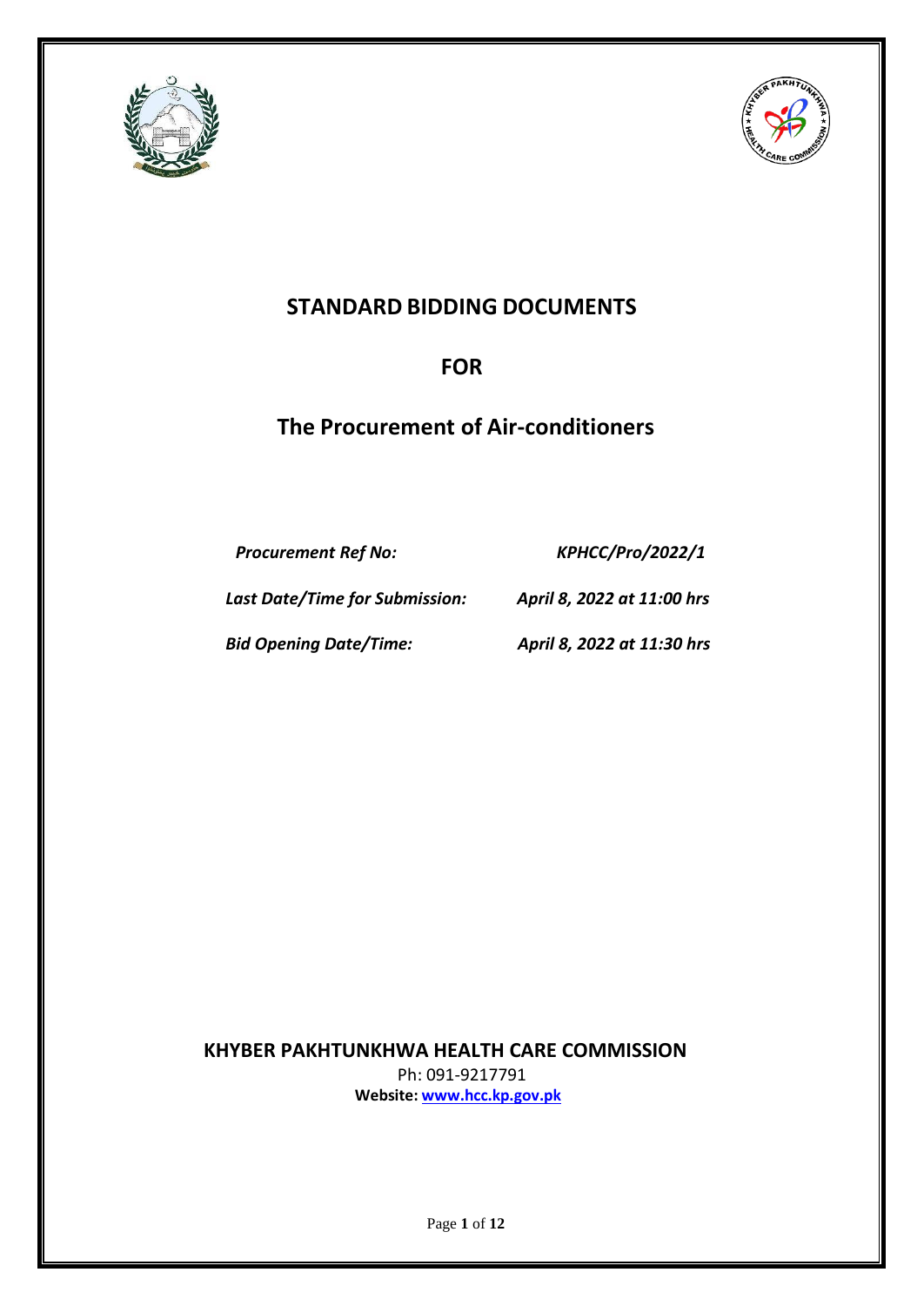# STANDARD BIDDING DOCUMENTS

## FOR

## The Procurement of Air-conditioners

| | |
|---|---|
| ***Procurement Ref No:*** | ***KPHCC/Pro/2022/1*** |
| ***Last Date/Time for Submission:*** | ***April 8, 2022 at 11:00 hrs*** |
| ***Bid Opening Date/Time:*** | ***April 8, 2022 at 11:30 hrs*** |

**KHYBER PAKHTUNKHWA HEALTH CARE COMMISSION**

Ph: 091-9217791

**Website: www.hcc.kp.gov.pk**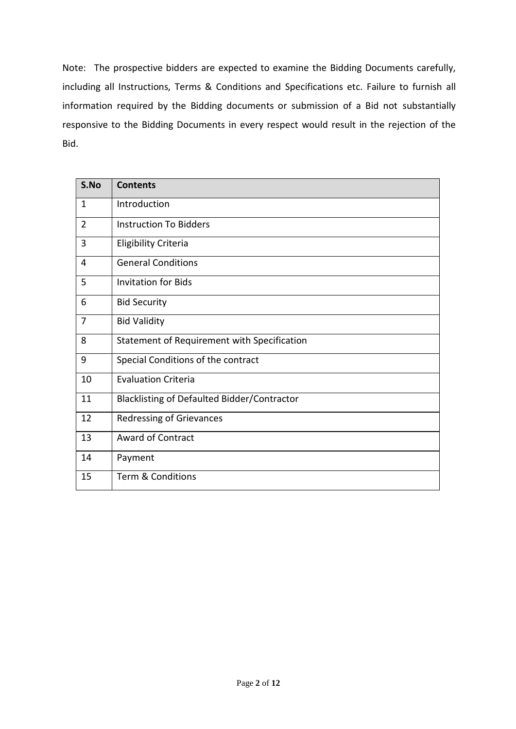Note: The prospective bidders are expected to examine the Bidding Documents carefully, including all Instructions, Terms & Conditions and Specifications etc. Failure to furnish all information required by the Bidding documents or submission of a Bid not substantially responsive to the Bidding Documents in every respect would result in the rejection of the Bid.

| S.No | Contents |
|---|---|
| 1 | Introduction |
| 2 | Instruction To Bidders |
| 3 | Eligibility Criteria |
| 4 | General Conditions |
| 5 | Invitation for Bids |
| 6 | Bid Security |
| 7 | Bid Validity |
| 8 | Statement of Requirement with Specification |
| 9 | Special Conditions of the contract |
| 10 | Evaluation Criteria |
| 11 | Blacklisting of Defaulted Bidder/Contractor |
| 12 | Redressing of Grievances |
| 13 | Award of Contract |
| 14 | Payment |
| 15 | Term & Conditions |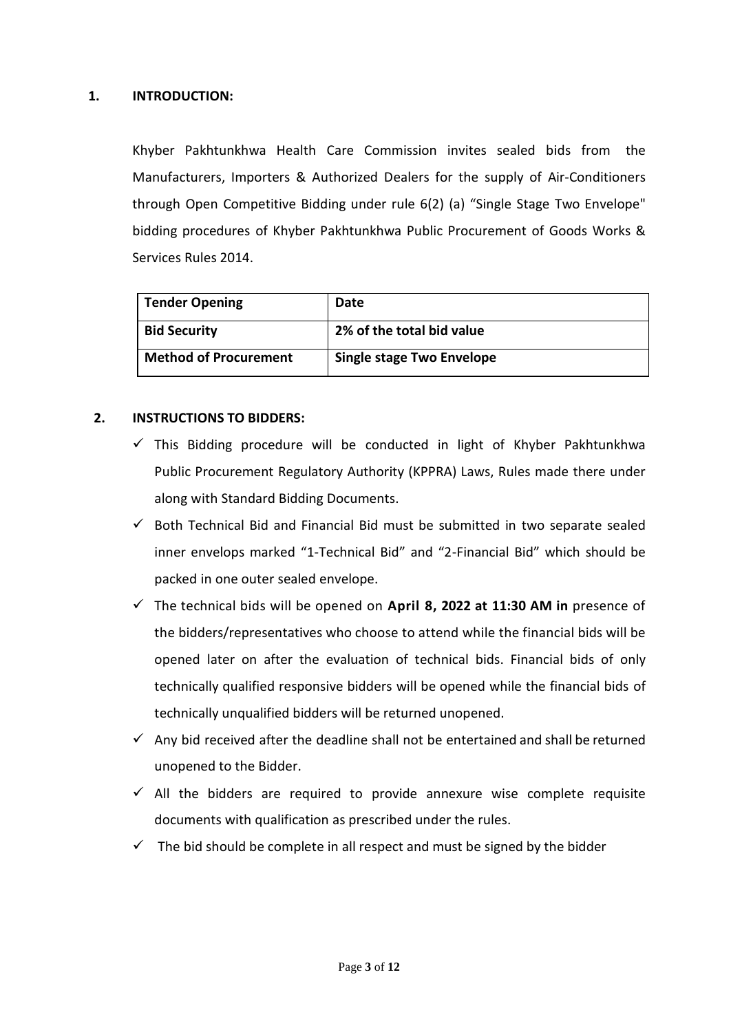## 1. INTRODUCTION:

Khyber Pakhtunkhwa Health Care Commission invites sealed bids from the Manufacturers, Importers & Authorized Dealers for the supply of Air-Conditioners through Open Competitive Bidding under rule 6(2) (a) "Single Stage Two Envelope" bidding procedures of Khyber Pakhtunkhwa Public Procurement of Goods Works & Services Rules 2014.

| **Tender Opening** | **Date** |
|---|---|
| **Bid Security** | **2% of the total bid value** |
| **Method of Procurement** | **Single stage Two Envelope** |

## 2. INSTRUCTIONS TO BIDDERS:

- ✓ This Bidding procedure will be conducted in light of Khyber Pakhtunkhwa Public Procurement Regulatory Authority (KPPRA) Laws, Rules made there under along with Standard Bidding Documents.
- ✓ Both Technical Bid and Financial Bid must be submitted in two separate sealed inner envelops marked "1-Technical Bid" and "2-Financial Bid" which should be packed in one outer sealed envelope.
- ✓ The technical bids will be opened on **April 8, 2022 at 11:30 AM in** presence of the bidders/representatives who choose to attend while the financial bids will be opened later on after the evaluation of technical bids. Financial bids of only technically qualified responsive bidders will be opened while the financial bids of technically unqualified bidders will be returned unopened.
- ✓ Any bid received after the deadline shall not be entertained and shall be returned unopened to the Bidder.
- ✓ All the bidders are required to provide annexure wise complete requisite documents with qualification as prescribed under the rules.
- ✓ The bid should be complete in all respect and must be signed by the bidder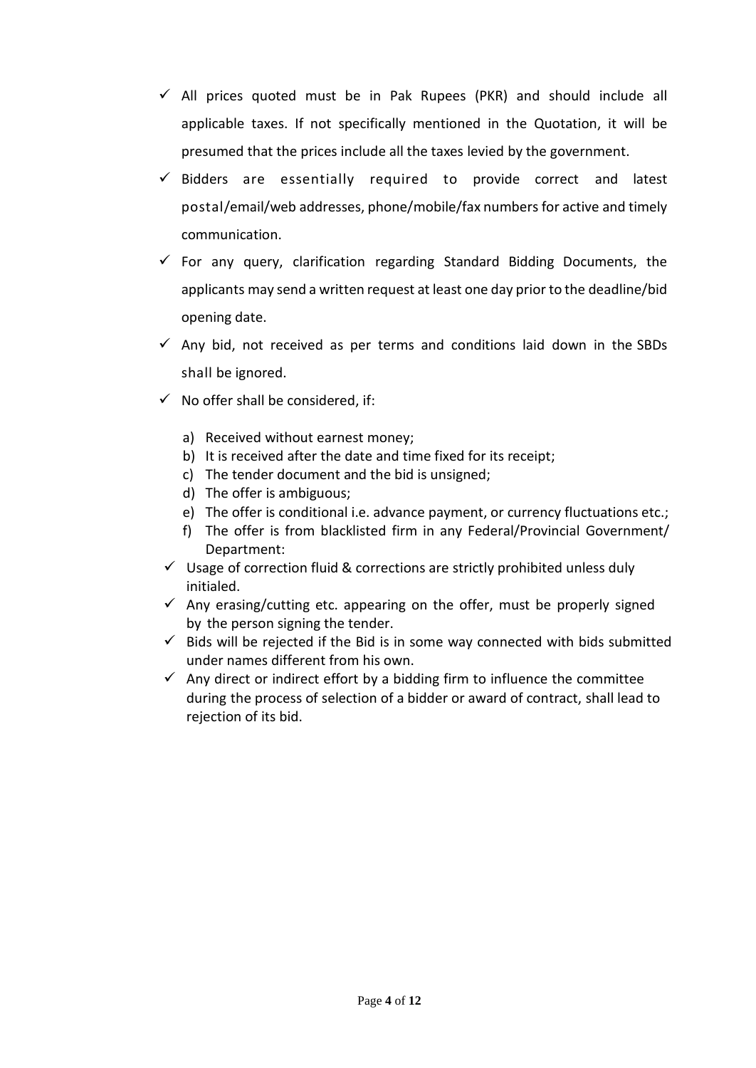- ✓ All prices quoted must be in Pak Rupees (PKR) and should include all applicable taxes. If not specifically mentioned in the Quotation, it will be presumed that the prices include all the taxes levied by the government.
- ✓ Bidders are essentially required to provide correct and latest postal/email/web addresses, phone/mobile/fax numbers for active and timely communication.
- ✓ For any query, clarification regarding Standard Bidding Documents, the applicants may send a written request at least one day prior to the deadline/bid opening date.
- ✓ Any bid, not received as per terms and conditions laid down in the SBDs shall be ignored.
- ✓ No offer shall be considered, if:

  a) Received without earnest money;
  b) It is received after the date and time fixed for its receipt;
  c) The tender document and the bid is unsigned;
  d) The offer is ambiguous;
  e) The offer is conditional i.e. advance payment, or currency fluctuations etc.;
  f) The offer is from blacklisted firm in any Federal/Provincial Government/ Department:

- ✓ Usage of correction fluid & corrections are strictly prohibited unless duly initialed.
- ✓ Any erasing/cutting etc. appearing on the offer, must be properly signed by the person signing the tender.
- ✓ Bids will be rejected if the Bid is in some way connected with bids submitted under names different from his own.
- ✓ Any direct or indirect effort by a bidding firm to influence the committee during the process of selection of a bidder or award of contract, shall lead to rejection of its bid.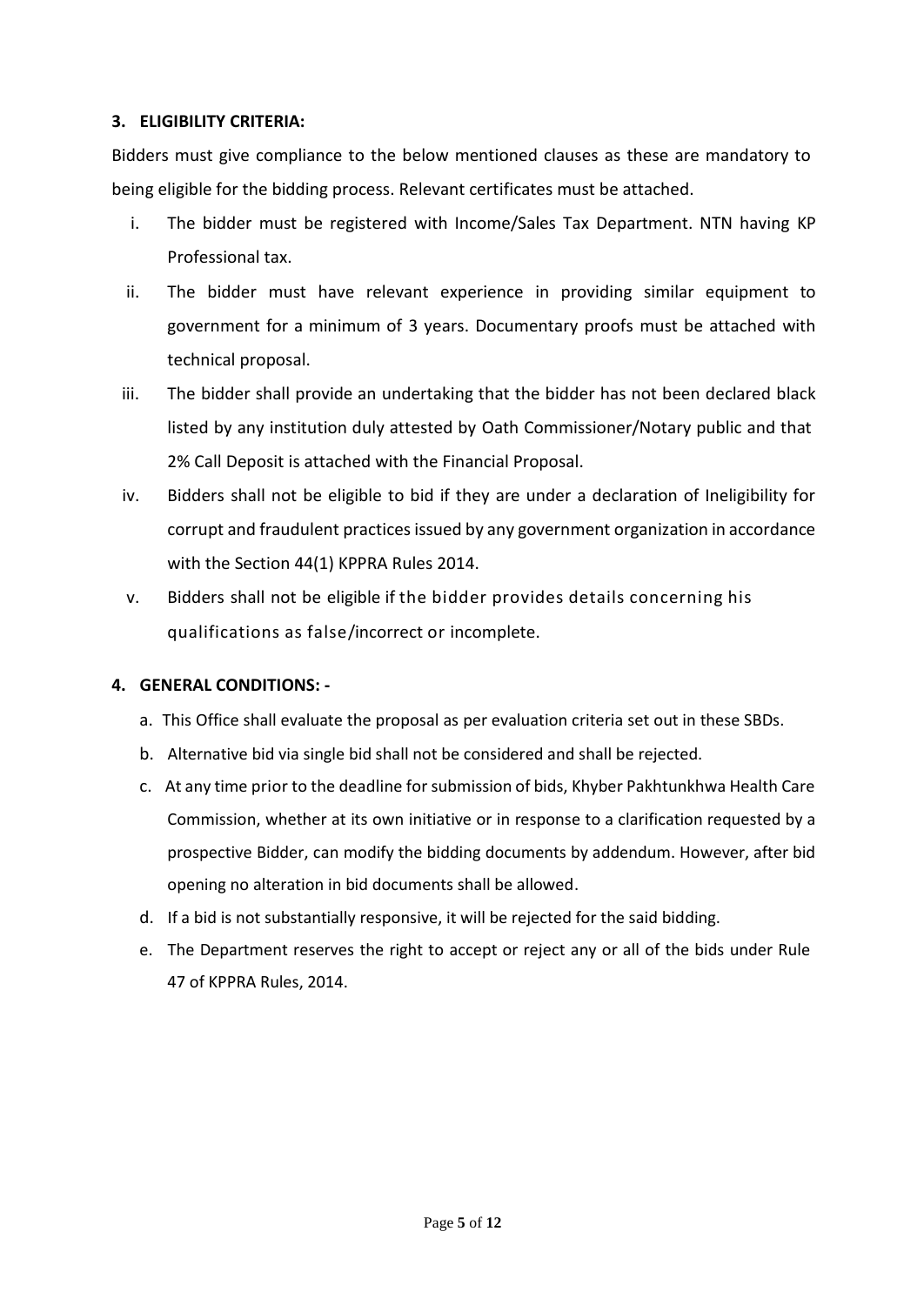### 3. ELIGIBILITY CRITERIA:

Bidders must give compliance to the below mentioned clauses as these are mandatory to being eligible for the bidding process. Relevant certificates must be attached.

i. The bidder must be registered with Income/Sales Tax Department. NTN having KP Professional tax.

ii. The bidder must have relevant experience in providing similar equipment to government for a minimum of 3 years. Documentary proofs must be attached with technical proposal.

iii. The bidder shall provide an undertaking that the bidder has not been declared black listed by any institution duly attested by Oath Commissioner/Notary public and that 2% Call Deposit is attached with the Financial Proposal.

iv. Bidders shall not be eligible to bid if they are under a declaration of Ineligibility for corrupt and fraudulent practices issued by any government organization in accordance with the Section 44(1) KPPRA Rules 2014.

v. Bidders shall not be eligible if the bidder provides details concerning his qualifications as false/incorrect or incomplete.

### 4. GENERAL CONDITIONS: -

a. This Office shall evaluate the proposal as per evaluation criteria set out in these SBDs.

b. Alternative bid via single bid shall not be considered and shall be rejected.

c. At any time prior to the deadline for submission of bids, Khyber Pakhtunkhwa Health Care Commission, whether at its own initiative or in response to a clarification requested by a prospective Bidder, can modify the bidding documents by addendum. However, after bid opening no alteration in bid documents shall be allowed.

d. If a bid is not substantially responsive, it will be rejected for the said bidding.

e. The Department reserves the right to accept or reject any or all of the bids under Rule 47 of KPPRA Rules, 2014.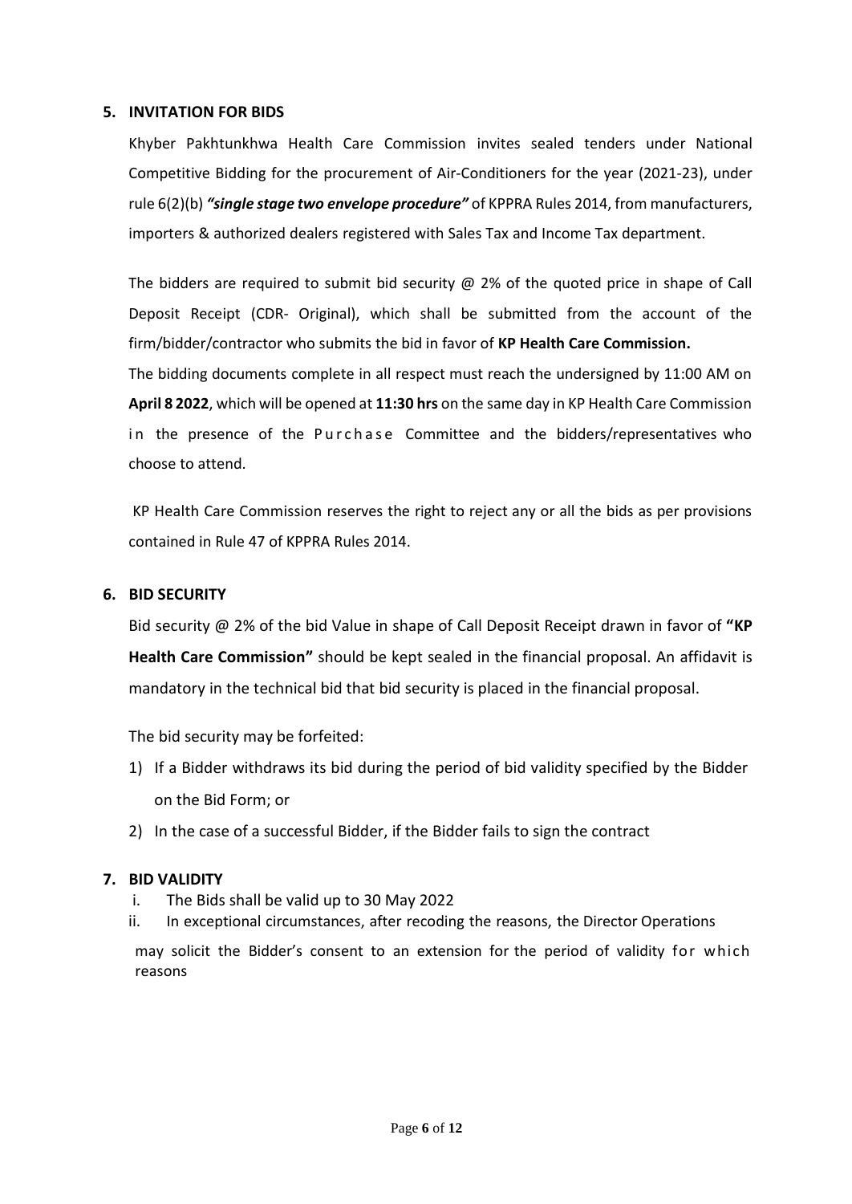## 5. INVITATION FOR BIDS

Khyber Pakhtunkhwa Health Care Commission invites sealed tenders under National Competitive Bidding for the procurement of Air-Conditioners for the year (2021-23), under rule 6(2)(b) ***"single stage two envelope procedure"*** of KPPRA Rules 2014, from manufacturers, importers & authorized dealers registered with Sales Tax and Income Tax department.

The bidders are required to submit bid security @ 2% of the quoted price in shape of Call Deposit Receipt (CDR- Original), which shall be submitted from the account of the firm/bidder/contractor who submits the bid in favor of **KP Health Care Commission.**

The bidding documents complete in all respect must reach the undersigned by 11:00 AM on **April 8 2022**, which will be opened at **11:30 hrs** on the same day in KP Health Care Commission in the presence of the Purchase Committee and the bidders/representatives who choose to attend.

KP Health Care Commission reserves the right to reject any or all the bids as per provisions contained in Rule 47 of KPPRA Rules 2014.

## 6. BID SECURITY

Bid security @ 2% of the bid Value in shape of Call Deposit Receipt drawn in favor of **"KP Health Care Commission"** should be kept sealed in the financial proposal. An affidavit is mandatory in the technical bid that bid security is placed in the financial proposal.

The bid security may be forfeited:

1) If a Bidder withdraws its bid during the period of bid validity specified by the Bidder on the Bid Form; or
2) In the case of a successful Bidder, if the Bidder fails to sign the contract

## 7. BID VALIDITY

i. The Bids shall be valid up to 30 May 2022
ii. In exceptional circumstances, after recoding the reasons, the Director Operations may solicit the Bidder's consent to an extension for the period of validity for which reasons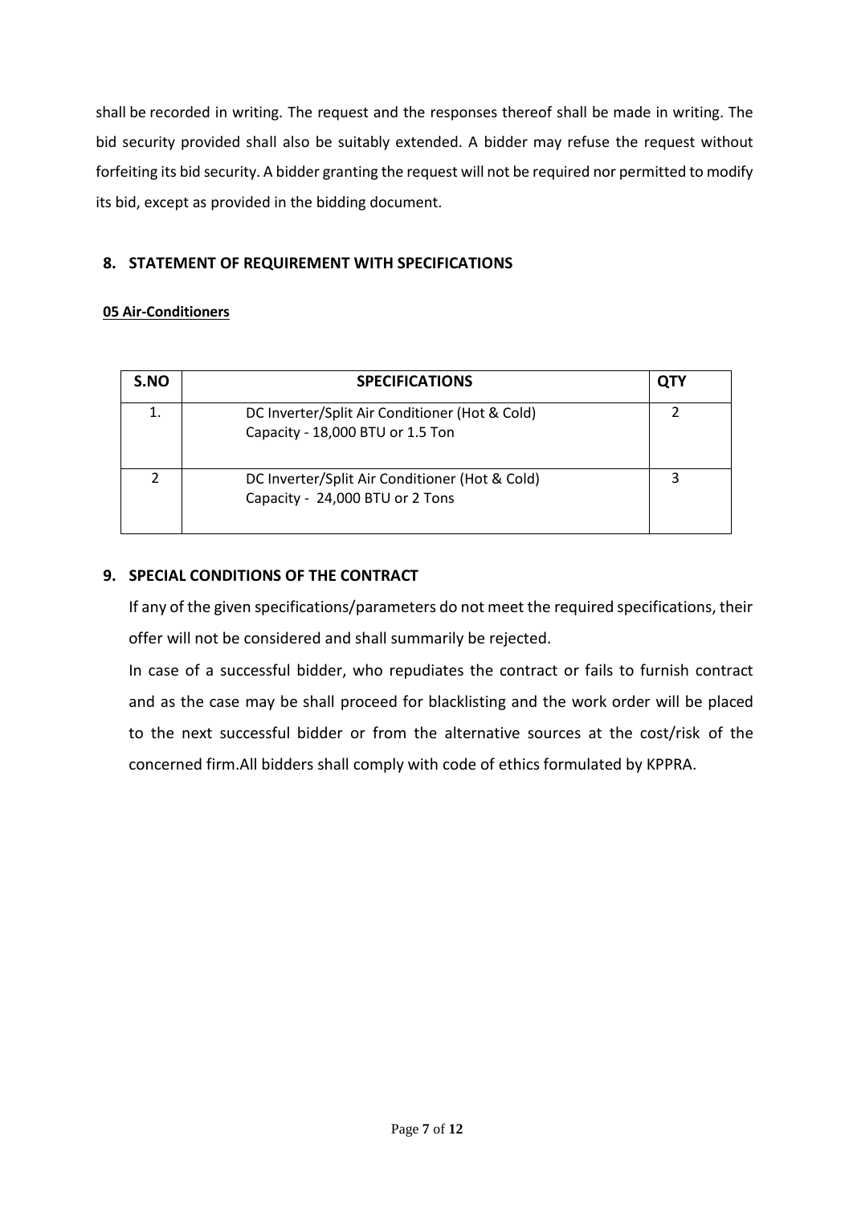shall be recorded in writing. The request and the responses thereof shall be made in writing. The bid security provided shall also be suitably extended. A bidder may refuse the request without forfeiting its bid security. A bidder granting the request will not be required nor permitted to modify its bid, except as provided in the bidding document.

## 8. STATEMENT OF REQUIREMENT WITH SPECIFICATIONS

**05 Air-Conditioners**

| S.NO | SPECIFICATIONS | QTY |
|---|---|---|
| 1. | DC Inverter/Split Air Conditioner (Hot & Cold)<br>Capacity - 18,000 BTU or 1.5 Ton | 2 |
| 2 | DC Inverter/Split Air Conditioner (Hot & Cold)<br>Capacity - 24,000 BTU or 2 Tons | 3 |

## 9. SPECIAL CONDITIONS OF THE CONTRACT

If any of the given specifications/parameters do not meet the required specifications, their offer will not be considered and shall summarily be rejected.

In case of a successful bidder, who repudiates the contract or fails to furnish contract and as the case may be shall proceed for blacklisting and the work order will be placed to the next successful bidder or from the alternative sources at the cost/risk of the concerned firm.All bidders shall comply with code of ethics formulated by KPPRA.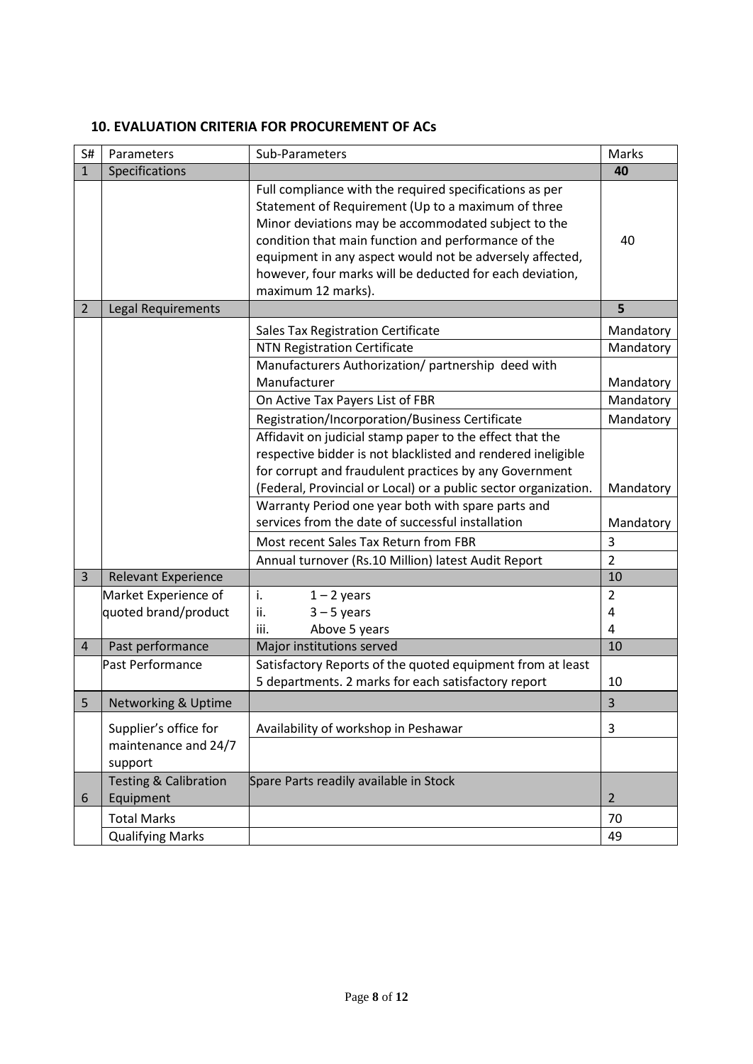### 10. EVALUATION CRITERIA FOR PROCUREMENT OF ACs

| S# | Parameters | Sub-Parameters | Marks |
|---|---|---|---|
| 1 | Specifications | | **40** |
| | | Full compliance with the required specifications as per Statement of Requirement (Up to a maximum of three Minor deviations may be accommodated subject to the condition that main function and performance of the equipment in any aspect would not be adversely affected, however, four marks will be deducted for each deviation, maximum 12 marks). | 40 |
| 2 | Legal Requirements | | **5** |
| | | Sales Tax Registration Certificate | Mandatory |
| | | NTN Registration Certificate | Mandatory |
| | | Manufacturers Authorization/ partnership deed with Manufacturer | Mandatory |
| | | On Active Tax Payers List of FBR | Mandatory |
| | | Registration/Incorporation/Business Certificate | Mandatory |
| | | Affidavit on judicial stamp paper to the effect that the respective bidder is not blacklisted and rendered ineligible for corrupt and fraudulent practices by any Government (Federal, Provincial or Local) or a public sector organization. | Mandatory |
| | | Warranty Period one year both with spare parts and services from the date of successful installation | Mandatory |
| | | Most recent Sales Tax Return from FBR | 3 |
| | | Annual turnover (Rs.10 Million) latest Audit Report | 2 |
| 3 | Relevant Experience | | 10 |
| | Market Experience of quoted brand/product | i. 1 – 2 years<br>ii. 3 – 5 years<br>iii. Above 5 years | 2<br>4<br>4 |
| 4 | Past performance | Major institutions served | 10 |
| | Past Performance | Satisfactory Reports of the quoted equipment from at least 5 departments. 2 marks for each satisfactory report | 10 |
| 5 | Networking & Uptime | | 3 |
| | Supplier's office for maintenance and 24/7 support | Availability of workshop in Peshawar | 3 |
| 6 | Testing & Calibration Equipment | Spare Parts readily available in Stock | 2 |
| | Total Marks | | 70 |
| | Qualifying Marks | | 49 |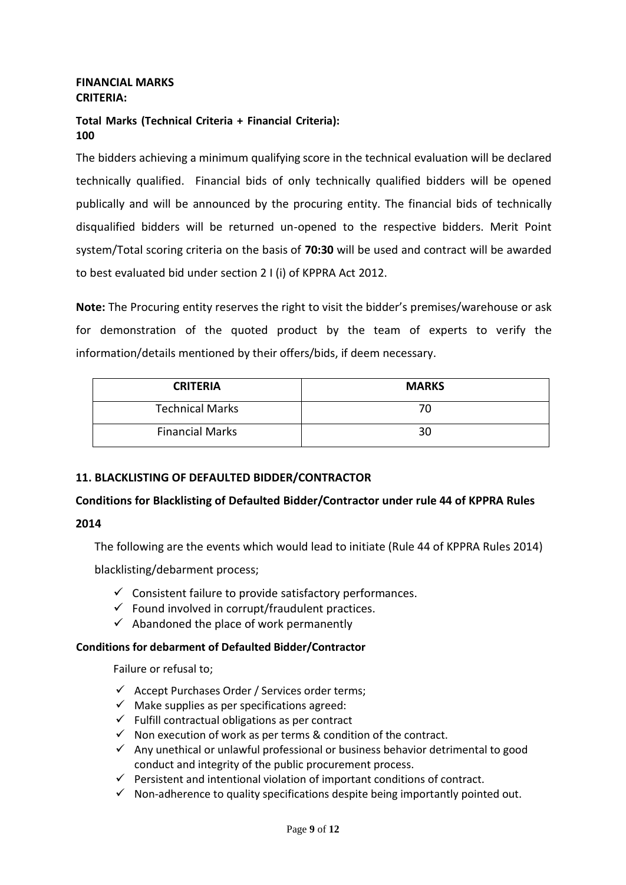**FINANCIAL MARKS CRITERIA:**

**Total Marks (Technical Criteria + Financial Criteria): 100**

The bidders achieving a minimum qualifying score in the technical evaluation will be declared technically qualified. Financial bids of only technically qualified bidders will be opened publically and will be announced by the procuring entity. The financial bids of technically disqualified bidders will be returned un-opened to the respective bidders. Merit Point system/Total scoring criteria on the basis of **70:30** will be used and contract will be awarded to best evaluated bid under section 2 I (i) of KPPRA Act 2012.

**Note:** The Procuring entity reserves the right to visit the bidder's premises/warehouse or ask for demonstration of the quoted product by the team of experts to verify the information/details mentioned by their offers/bids, if deem necessary.

| CRITERIA | MARKS |
|---|---|
| Technical Marks | 70 |
| Financial Marks | 30 |

## 11. BLACKLISTING OF DEFAULTED BIDDER/CONTRACTOR

**Conditions for Blacklisting of Defaulted Bidder/Contractor under rule 44 of KPPRA Rules 2014**

The following are the events which would lead to initiate (Rule 44 of KPPRA Rules 2014) blacklisting/debarment process;

- ✓ Consistent failure to provide satisfactory performances.
- ✓ Found involved in corrupt/fraudulent practices.
- ✓ Abandoned the place of work permanently

**Conditions for debarment of Defaulted Bidder/Contractor**

Failure or refusal to;

- ✓ Accept Purchases Order / Services order terms;
- ✓ Make supplies as per specifications agreed:
- ✓ Fulfill contractual obligations as per contract
- ✓ Non execution of work as per terms & condition of the contract.
- ✓ Any unethical or unlawful professional or business behavior detrimental to good conduct and integrity of the public procurement process.
- ✓ Persistent and intentional violation of important conditions of contract.
- ✓ Non-adherence to quality specifications despite being importantly pointed out.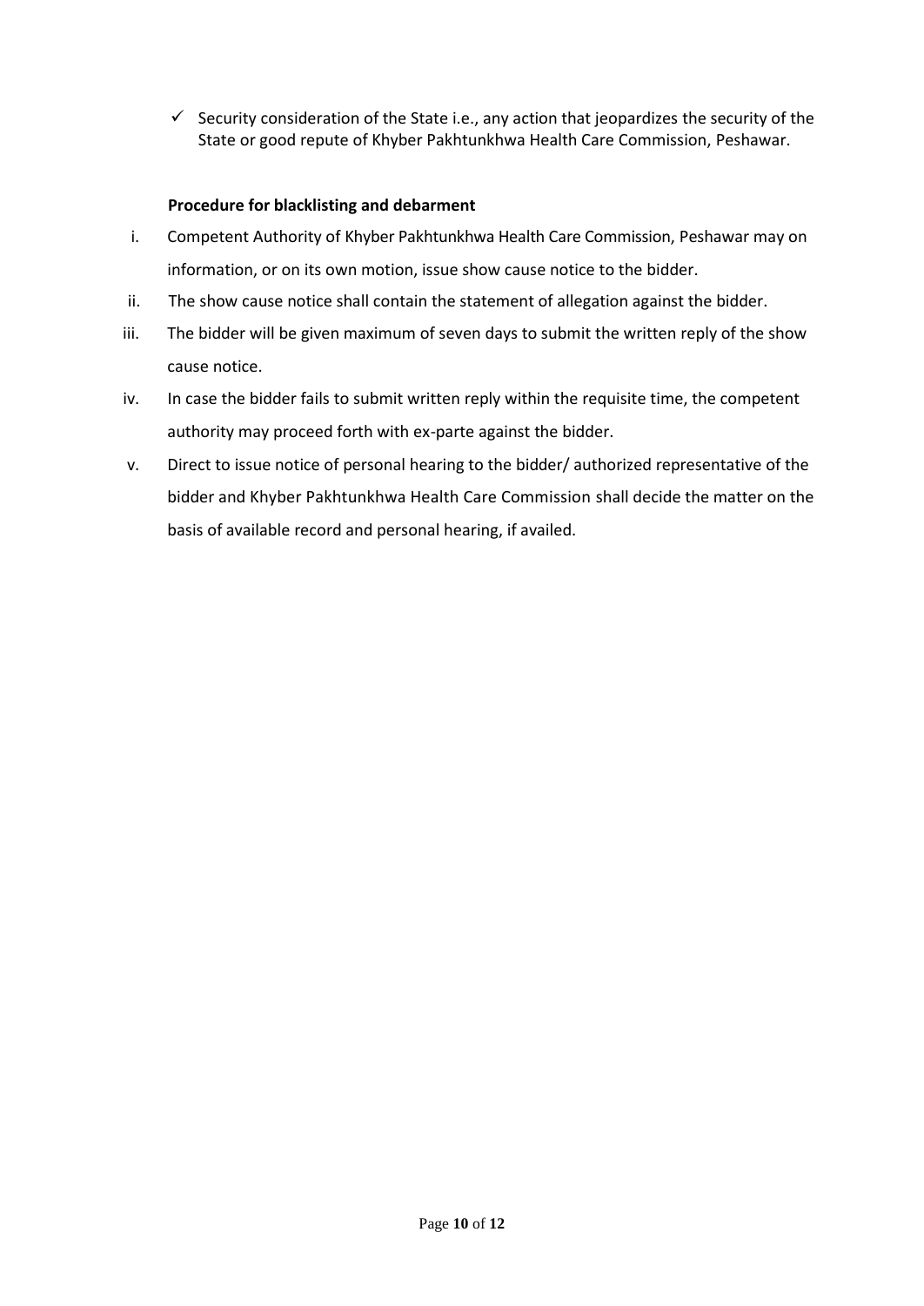- ✓ Security consideration of the State i.e., any action that jeopardizes the security of the State or good repute of Khyber Pakhtunkhwa Health Care Commission, Peshawar.

**Procedure for blacklisting and debarment**

i. Competent Authority of Khyber Pakhtunkhwa Health Care Commission, Peshawar may on information, or on its own motion, issue show cause notice to the bidder.

ii. The show cause notice shall contain the statement of allegation against the bidder.

iii. The bidder will be given maximum of seven days to submit the written reply of the show cause notice.

iv. In case the bidder fails to submit written reply within the requisite time, the competent authority may proceed forth with ex-parte against the bidder.

v. Direct to issue notice of personal hearing to the bidder/ authorized representative of the bidder and Khyber Pakhtunkhwa Health Care Commission shall decide the matter on the basis of available record and personal hearing, if availed.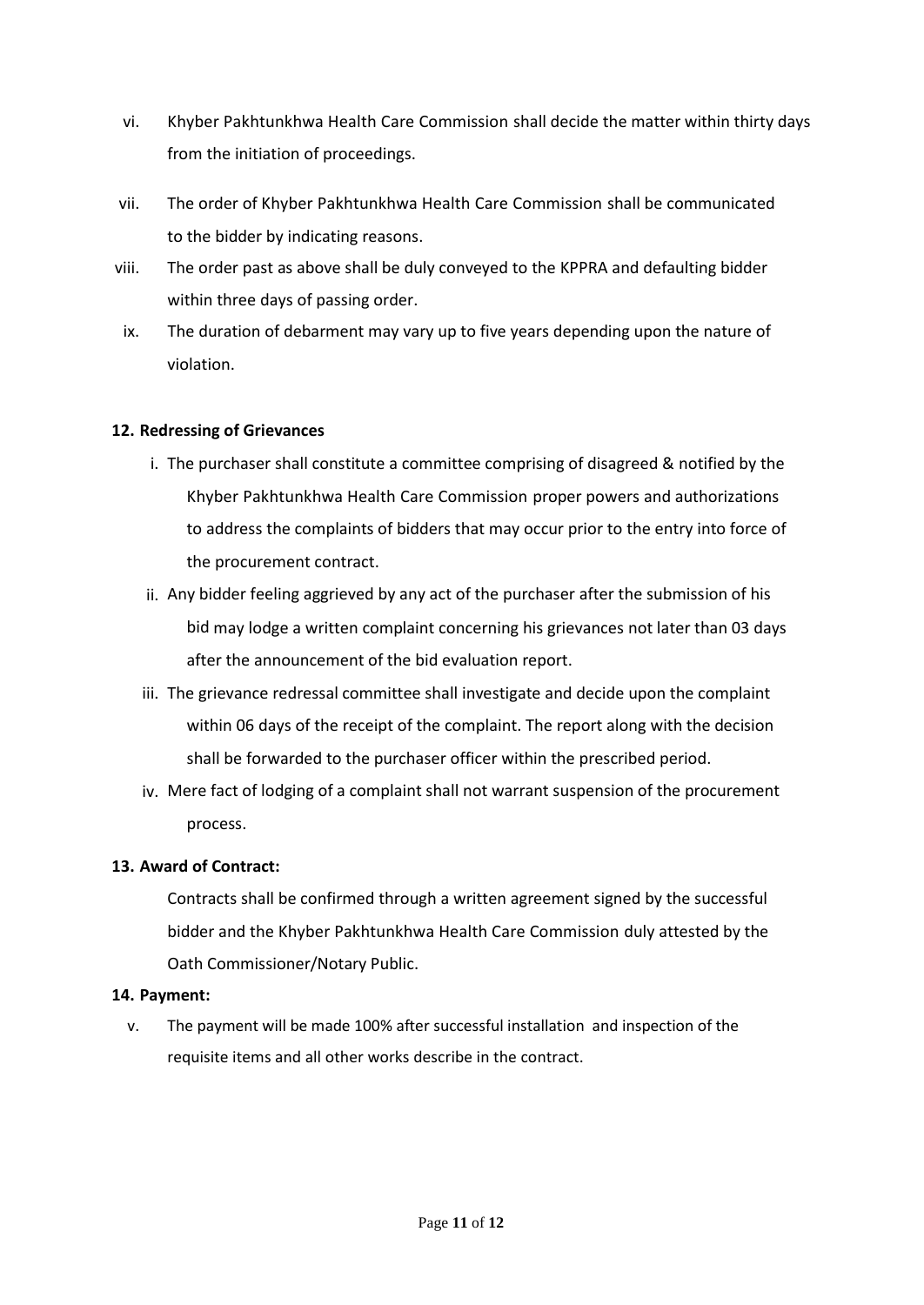vi. Khyber Pakhtunkhwa Health Care Commission shall decide the matter within thirty days from the initiation of proceedings.

vii. The order of Khyber Pakhtunkhwa Health Care Commission shall be communicated to the bidder by indicating reasons.

viii. The order past as above shall be duly conveyed to the KPPRA and defaulting bidder within three days of passing order.

ix. The duration of debarment may vary up to five years depending upon the nature of violation.

**12. Redressing of Grievances**

i. The purchaser shall constitute a committee comprising of disagreed & notified by the Khyber Pakhtunkhwa Health Care Commission proper powers and authorizations to address the complaints of bidders that may occur prior to the entry into force of the procurement contract.

ii. Any bidder feeling aggrieved by any act of the purchaser after the submission of his bid may lodge a written complaint concerning his grievances not later than 03 days after the announcement of the bid evaluation report.

iii. The grievance redressal committee shall investigate and decide upon the complaint within 06 days of the receipt of the complaint. The report along with the decision shall be forwarded to the purchaser officer within the prescribed period.

iv. Mere fact of lodging of a complaint shall not warrant suspension of the procurement process.

**13. Award of Contract:**

Contracts shall be confirmed through a written agreement signed by the successful bidder and the Khyber Pakhtunkhwa Health Care Commission duly attested by the Oath Commissioner/Notary Public.

**14. Payment:**

v. The payment will be made 100% after successful installation and inspection of the requisite items and all other works describe in the contract.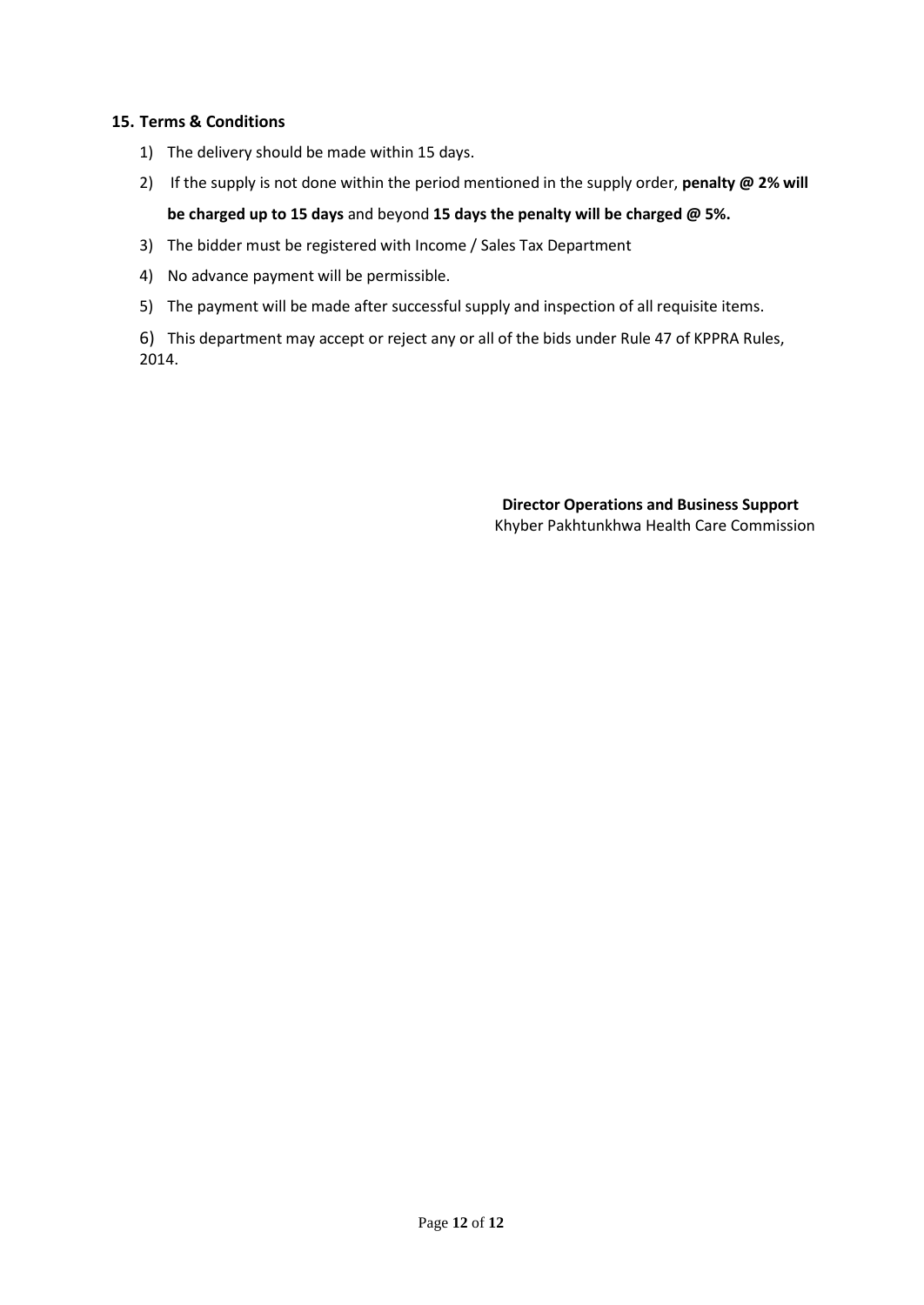## 15. Terms & Conditions

1) The delivery should be made within 15 days.
2) If the supply is not done within the period mentioned in the supply order, **penalty @ 2% will be charged up to 15 days** and beyond **15 days the penalty will be charged @ 5%.**
3) The bidder must be registered with Income / Sales Tax Department
4) No advance payment will be permissible.
5) The payment will be made after successful supply and inspection of all requisite items.
6) This department may accept or reject any or all of the bids under Rule 47 of KPPRA Rules, 2014.

**Director Operations and Business Support**
Khyber Pakhtunkhwa Health Care Commission